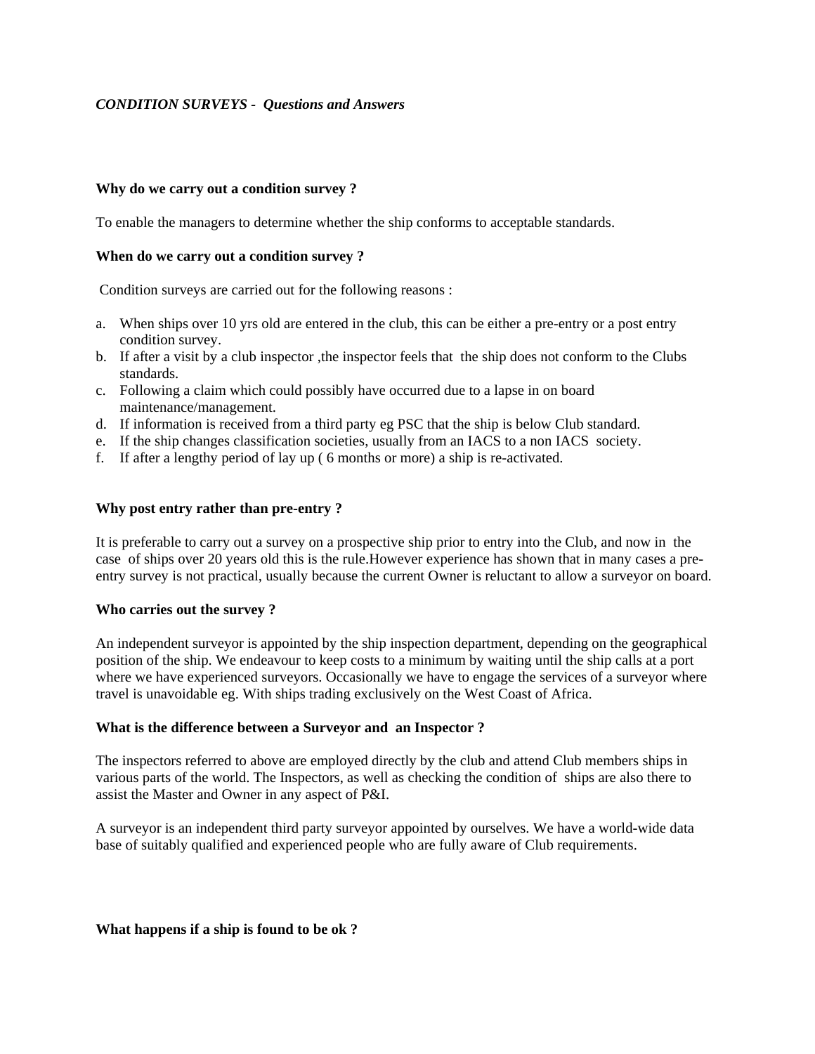*CONDITION SURVEYS - Questions and Answers*

**Why do we carry out a condition survey ?**

To enable the managers to determine whether the ship conforms to acceptable standards.

**When do we carry out a condition survey ?**

Condition surveys are carried out for the following reasons :

a. When ships over 10 yrs old are entered in the club, this can be either a pre-entry or a post entry condition survey.
b. If after a visit by a club inspector ,the inspector feels that the ship does not conform to the Clubs standards.
c. Following a claim which could possibly have occurred due to a lapse in on board maintenance/management.
d. If information is received from a third party eg PSC that the ship is below Club standard.
e. If the ship changes classification societies, usually from an IACS to a non IACS society.
f. If after a lengthy period of lay up ( 6 months or more) a ship is re-activated.

**Why post entry rather than pre-entry ?**

It is preferable to carry out a survey on a prospective ship prior to entry into the Club, and now in the case of ships over 20 years old this is the rule.However experience has shown that in many cases a pre-entry survey is not practical, usually because the current Owner is reluctant to allow a surveyor on board.

**Who carries out the survey ?**

An independent surveyor is appointed by the ship inspection department, depending on the geographical position of the ship. We endeavour to keep costs to a minimum by waiting until the ship calls at a port where we have experienced surveyors. Occasionally we have to engage the services of a surveyor where travel is unavoidable eg. With ships trading exclusively on the West Coast of Africa.

**What is the difference between a Surveyor and an Inspector ?**

The inspectors referred to above are employed directly by the club and attend Club members ships in various parts of the world. The Inspectors, as well as checking the condition of ships are also there to assist the Master and Owner in any aspect of P&I.

A surveyor is an independent third party surveyor appointed by ourselves. We have a world-wide data base of suitably qualified and experienced people who are fully aware of Club requirements.

**What happens if a ship is found to be ok ?**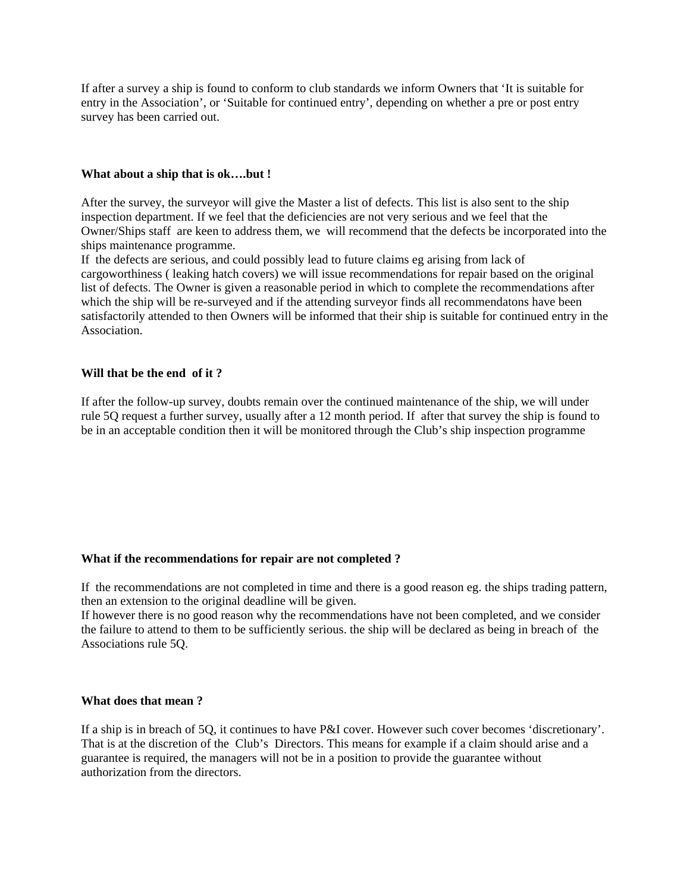If after a survey a ship is found to conform to club standards we inform Owners that 'It is suitable for entry in the Association', or 'Suitable for continued entry', depending on whether a pre or post entry survey has been carried out.

**What about a ship that is ok….but !**

After the survey, the surveyor will give the Master a list of defects. This list is also sent to the ship inspection department. If we feel that the deficiencies are not very serious and we feel that the Owner/Ships staff are keen to address them, we will recommend that the defects be incorporated into the ships maintenance programme.
If the defects are serious, and could possibly lead to future claims eg arising from lack of cargoworthiness ( leaking hatch covers) we will issue recommendations for repair based on the original list of defects. The Owner is given a reasonable period in which to complete the recommendations after which the ship will be re-surveyed and if the attending surveyor finds all recommendatons have been satisfactorily attended to then Owners will be informed that their ship is suitable for continued entry in the Association.

**Will that be the end of it ?**

If after the follow-up survey, doubts remain over the continued maintenance of the ship, we will under rule 5Q request a further survey, usually after a 12 month period. If after that survey the ship is found to be in an acceptable condition then it will be monitored through the Club's ship inspection programme

**What if the recommendations for repair are not completed ?**

If the recommendations are not completed in time and there is a good reason eg. the ships trading pattern, then an extension to the original deadline will be given.
If however there is no good reason why the recommendations have not been completed, and we consider the failure to attend to them to be sufficiently serious. the ship will be declared as being in breach of the Associations rule 5Q.

**What does that mean ?**

If a ship is in breach of 5Q, it continues to have P&I cover. However such cover becomes 'discretionary'. That is at the discretion of the Club's Directors. This means for example if a claim should arise and a guarantee is required, the managers will not be in a position to provide the guarantee without authorization from the directors.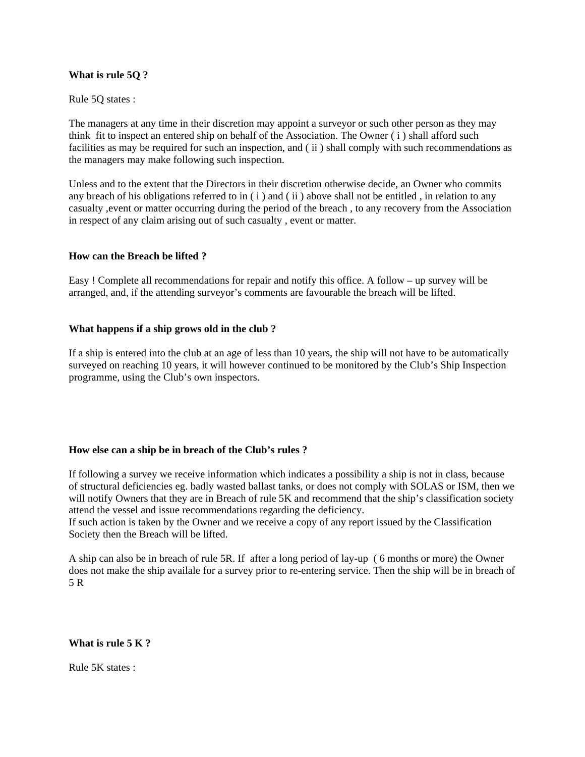**What is rule 5Q ?**

Rule 5Q states :

The managers at any time in their discretion may appoint a surveyor or such other person as they may think fit to inspect an entered ship on behalf of the Association. The Owner ( i ) shall afford such facilities as may be required for such an inspection, and ( ii ) shall comply with such recommendations as the managers may make following such inspection.

Unless and to the extent that the Directors in their discretion otherwise decide, an Owner who commits any breach of his obligations referred to in ( i ) and ( ii ) above shall not be entitled , in relation to any casualty ,event or matter occurring during the period of the breach , to any recovery from the Association in respect of any claim arising out of such casualty , event or matter.

**How can the Breach be lifted ?**

Easy ! Complete all recommendations for repair and notify this office. A follow – up survey will be arranged, and, if the attending surveyor's comments are favourable the breach will be lifted.

**What happens if a ship grows old in the club ?**

If a ship is entered into the club at an age of less than 10 years, the ship will not have to be automatically surveyed on reaching 10 years, it will however continued to be monitored by the Club's Ship Inspection programme, using the Club's own inspectors.

**How else can a ship be in breach of the Club's rules ?**

If following a survey we receive information which indicates a possibility a ship is not in class, because of structural deficiencies eg. badly wasted ballast tanks, or does not comply with SOLAS or ISM, then we will notify Owners that they are in Breach of rule 5K and recommend that the ship's classification society attend the vessel and issue recommendations regarding the deficiency.
If such action is taken by the Owner and we receive a copy of any report issued by the Classification Society then the Breach will be lifted.

A ship can also be in breach of rule 5R. If after a long period of lay-up ( 6 months or more) the Owner does not make the ship availale for a survey prior to re-entering service. Then the ship will be in breach of 5 R

**What is rule 5 K ?**

Rule 5K states :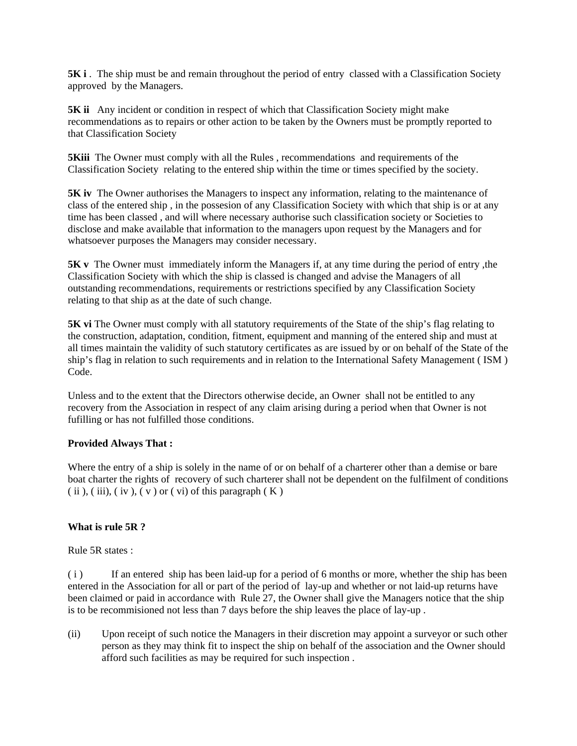**5K i** . The ship must be and remain throughout the period of entry classed with a Classification Society approved by the Managers.

**5K ii** Any incident or condition in respect of which that Classification Society might make recommendations as to repairs or other action to be taken by the Owners must be promptly reported to that Classification Society

**5Kiii** The Owner must comply with all the Rules , recommendations and requirements of the Classification Society relating to the entered ship within the time or times specified by the society.

**5K iv** The Owner authorises the Managers to inspect any information, relating to the maintenance of class of the entered ship , in the possesion of any Classification Society with which that ship is or at any time has been classed , and will where necessary authorise such classification society or Societies to disclose and make available that information to the managers upon request by the Managers and for whatsoever purposes the Managers may consider necessary.

**5K v** The Owner must immediately inform the Managers if, at any time during the period of entry ,the Classification Society with which the ship is classed is changed and advise the Managers of all outstanding recommendations, requirements or restrictions specified by any Classification Society relating to that ship as at the date of such change.

**5K vi** The Owner must comply with all statutory requirements of the State of the ship's flag relating to the construction, adaptation, condition, fitment, equipment and manning of the entered ship and must at all times maintain the validity of such statutory certificates as are issued by or on behalf of the State of the ship's flag in relation to such requirements and in relation to the International Safety Management ( ISM ) Code.

Unless and to the extent that the Directors otherwise decide, an Owner shall not be entitled to any recovery from the Association in respect of any claim arising during a period when that Owner is not fufilling or has not fulfilled those conditions.

**Provided Always That :**

Where the entry of a ship is solely in the name of or on behalf of a charterer other than a demise or bare boat charter the rights of recovery of such charterer shall not be dependent on the fulfilment of conditions ( ii ), ( iii), ( iv ), ( v ) or ( vi) of this paragraph ( K )

**What is rule 5R ?**

Rule 5R states :

( i ) If an entered ship has been laid-up for a period of 6 months or more, whether the ship has been entered in the Association for all or part of the period of lay-up and whether or not laid-up returns have been claimed or paid in accordance with Rule 27, the Owner shall give the Managers notice that the ship is to be recommisioned not less than 7 days before the ship leaves the place of lay-up .

(ii) Upon receipt of such notice the Managers in their discretion may appoint a surveyor or such other person as they may think fit to inspect the ship on behalf of the association and the Owner should afford such facilities as may be required for such inspection .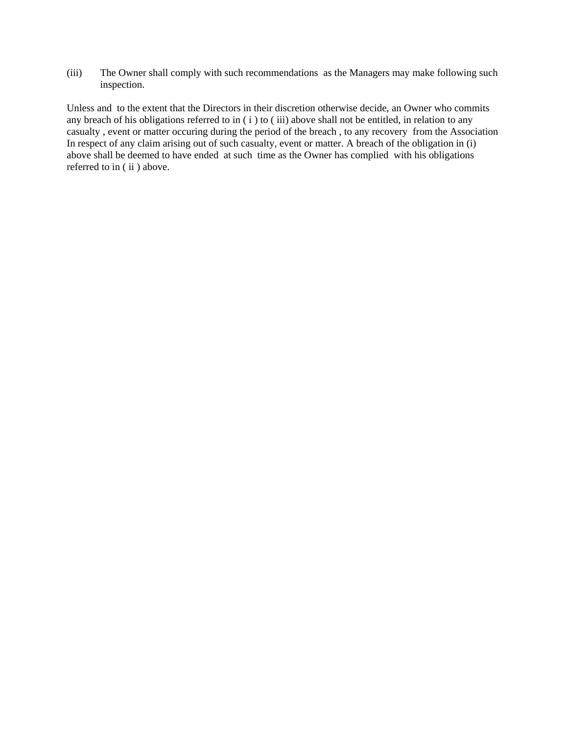(iii) The Owner shall comply with such recommendations as the Managers may make following such inspection.

Unless and to the extent that the Directors in their discretion otherwise decide, an Owner who commits any breach of his obligations referred to in ( i ) to ( iii) above shall not be entitled, in relation to any casualty , event or matter occuring during the period of the breach , to any recovery from the Association In respect of any claim arising out of such casualty, event or matter. A breach of the obligation in (i) above shall be deemed to have ended at such time as the Owner has complied with his obligations referred to in ( ii ) above.